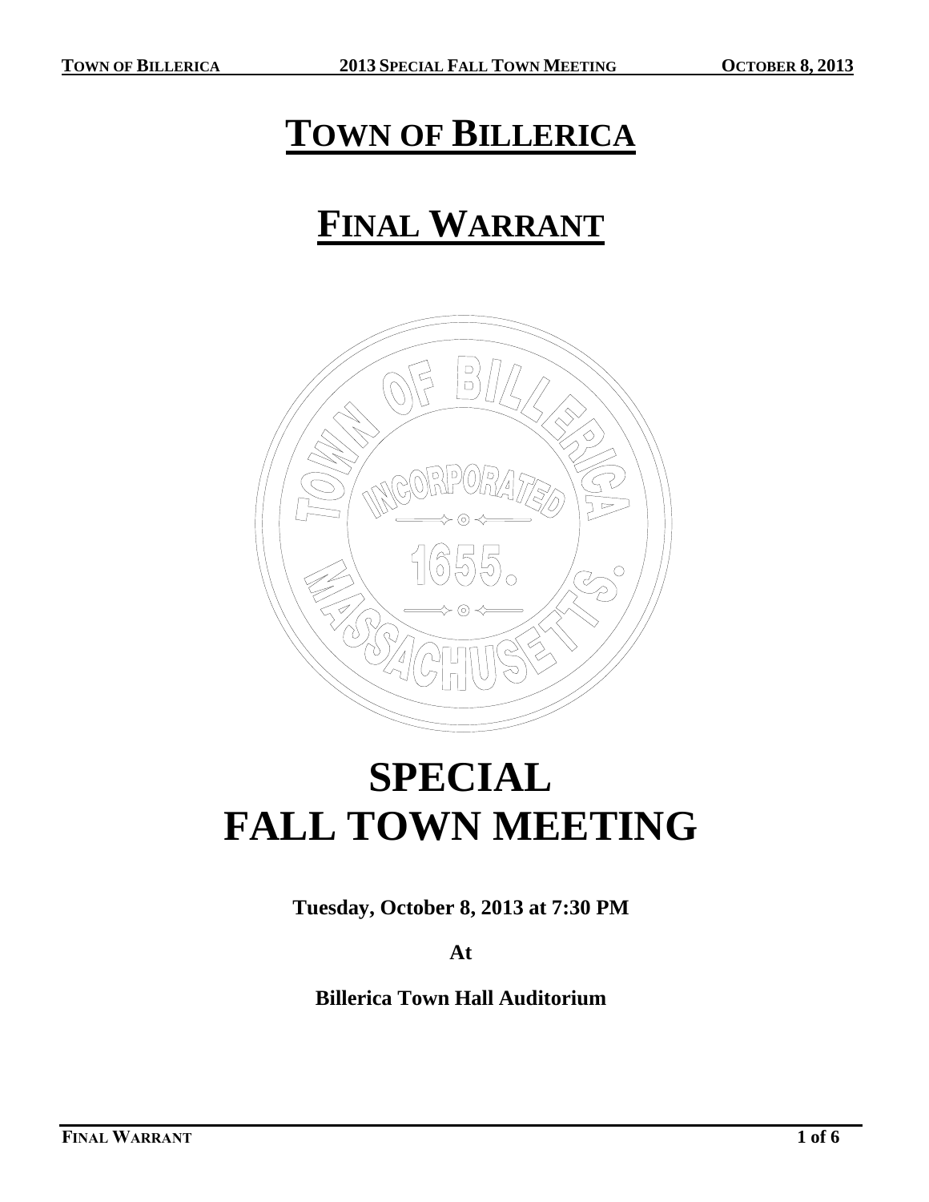# TOWN OF BILLERICA

# FINAL WARRANT

# SPECIAL FALL TOWN MEETING

**Tuesday, October 8, 2013 at 7:30 PM**

**At**

**Billerica Town Hall Auditorium**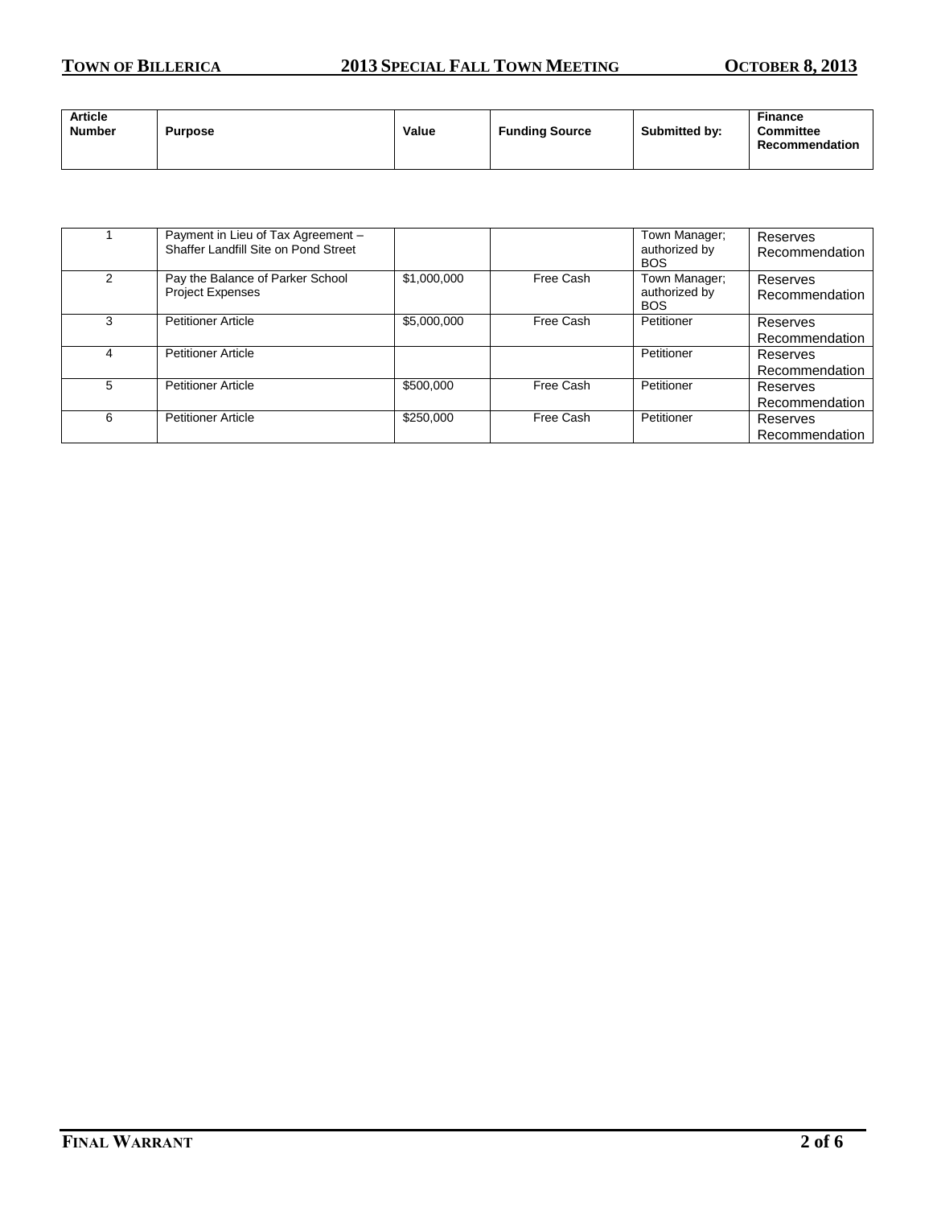| Article Number | Purpose | Value | Funding Source | Submitted by: | Finance Committee Recommendation |
|---|---|---|---|---|---|
| 1 | Payment in Lieu of Tax Agreement – Shaffer Landfill Site on Pond Street | | | Town Manager; authorized by BOS | Reserves Recommendation |
| 2 | Pay the Balance of Parker School Project Expenses | $1,000,000 | Free Cash | Town Manager; authorized by BOS | Reserves Recommendation |
| 3 | Petitioner Article | $5,000,000 | Free Cash | Petitioner | Reserves Recommendation |
| 4 | Petitioner Article | | | Petitioner | Reserves Recommendation |
| 5 | Petitioner Article | $500,000 | Free Cash | Petitioner | Reserves Recommendation |
| 6 | Petitioner Article | $250,000 | Free Cash | Petitioner | Reserves Recommendation |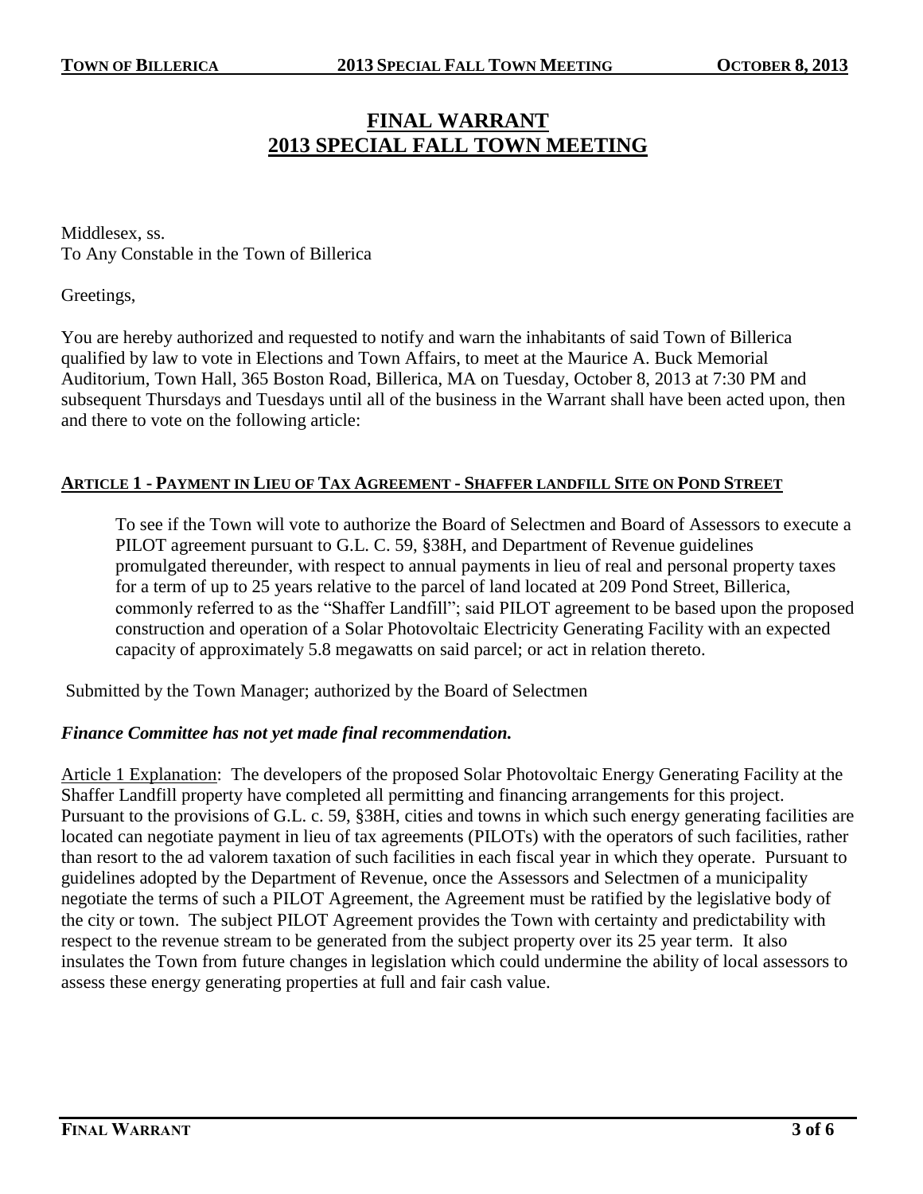# FINAL WARRANT
# 2013 SPECIAL FALL TOWN MEETING

Middlesex, ss.
To Any Constable in the Town of Billerica

Greetings,

You are hereby authorized and requested to notify and warn the inhabitants of said Town of Billerica qualified by law to vote in Elections and Town Affairs, to meet at the Maurice A. Buck Memorial Auditorium, Town Hall, 365 Boston Road, Billerica, MA on Tuesday, October 8, 2013 at 7:30 PM and subsequent Thursdays and Tuesdays until all of the business in the Warrant shall have been acted upon, then and there to vote on the following article:

## ARTICLE 1 - PAYMENT IN LIEU OF TAX AGREEMENT - SHAFFER LANDFILL SITE ON POND STREET

To see if the Town will vote to authorize the Board of Selectmen and Board of Assessors to execute a PILOT agreement pursuant to G.L. C. 59, §38H, and Department of Revenue guidelines promulgated thereunder, with respect to annual payments in lieu of real and personal property taxes for a term of up to 25 years relative to the parcel of land located at 209 Pond Street, Billerica, commonly referred to as the "Shaffer Landfill"; said PILOT agreement to be based upon the proposed construction and operation of a Solar Photovoltaic Electricity Generating Facility with an expected capacity of approximately 5.8 megawatts on said parcel; or act in relation thereto.

Submitted by the Town Manager; authorized by the Board of Selectmen

***Finance Committee has not yet made final recommendation.***

Article 1 Explanation: The developers of the proposed Solar Photovoltaic Energy Generating Facility at the Shaffer Landfill property have completed all permitting and financing arrangements for this project. Pursuant to the provisions of G.L. c. 59, §38H, cities and towns in which such energy generating facilities are located can negotiate payment in lieu of tax agreements (PILOTs) with the operators of such facilities, rather than resort to the ad valorem taxation of such facilities in each fiscal year in which they operate. Pursuant to guidelines adopted by the Department of Revenue, once the Assessors and Selectmen of a municipality negotiate the terms of such a PILOT Agreement, the Agreement must be ratified by the legislative body of the city or town. The subject PILOT Agreement provides the Town with certainty and predictability with respect to the revenue stream to be generated from the subject property over its 25 year term. It also insulates the Town from future changes in legislation which could undermine the ability of local assessors to assess these energy generating properties at full and fair cash value.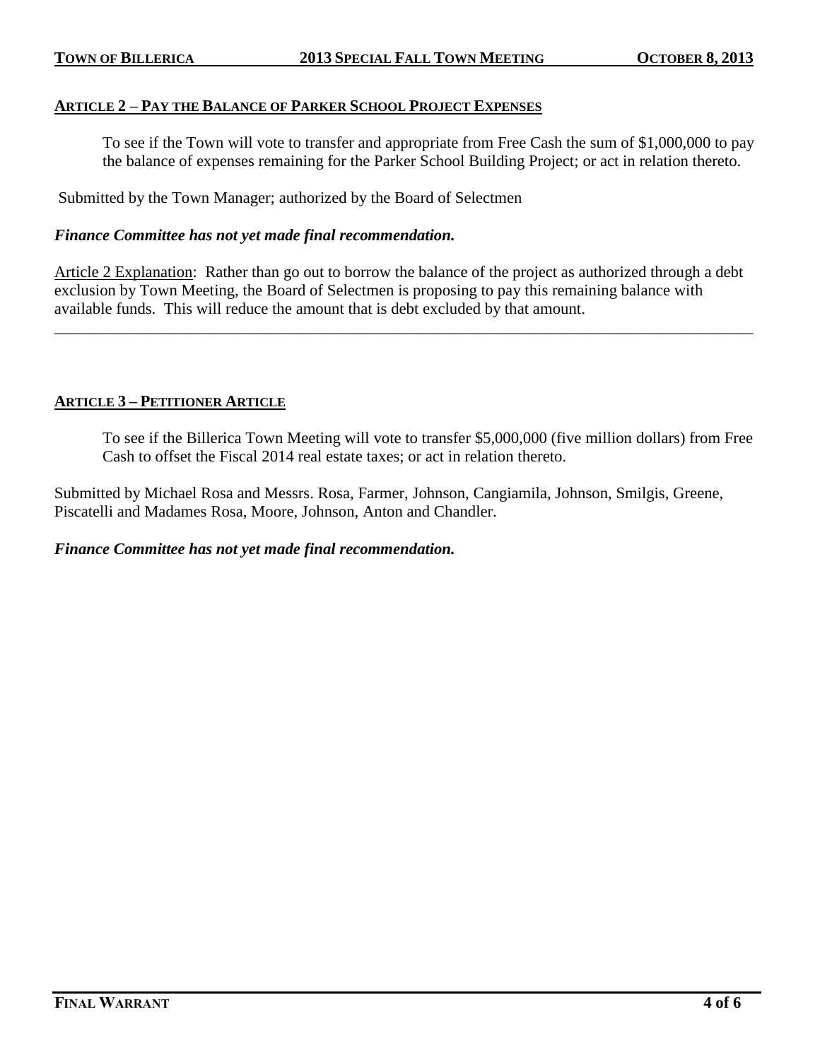### ARTICLE 2 – PAY THE BALANCE OF PARKER SCHOOL PROJECT EXPENSES

To see if the Town will vote to transfer and appropriate from Free Cash the sum of $1,000,000 to pay the balance of expenses remaining for the Parker School Building Project; or act in relation thereto.

Submitted by the Town Manager; authorized by the Board of Selectmen

***Finance Committee has not yet made final recommendation.***

Article 2 Explanation: Rather than go out to borrow the balance of the project as authorized through a debt exclusion by Town Meeting, the Board of Selectmen is proposing to pay this remaining balance with available funds. This will reduce the amount that is debt excluded by that amount.

---

### ARTICLE 3 – PETITIONER ARTICLE

To see if the Billerica Town Meeting will vote to transfer $5,000,000 (five million dollars) from Free Cash to offset the Fiscal 2014 real estate taxes; or act in relation thereto.

Submitted by Michael Rosa and Messrs. Rosa, Farmer, Johnson, Cangiamila, Johnson, Smilgis, Greene, Piscatelli and Madames Rosa, Moore, Johnson, Anton and Chandler.

***Finance Committee has not yet made final recommendation.***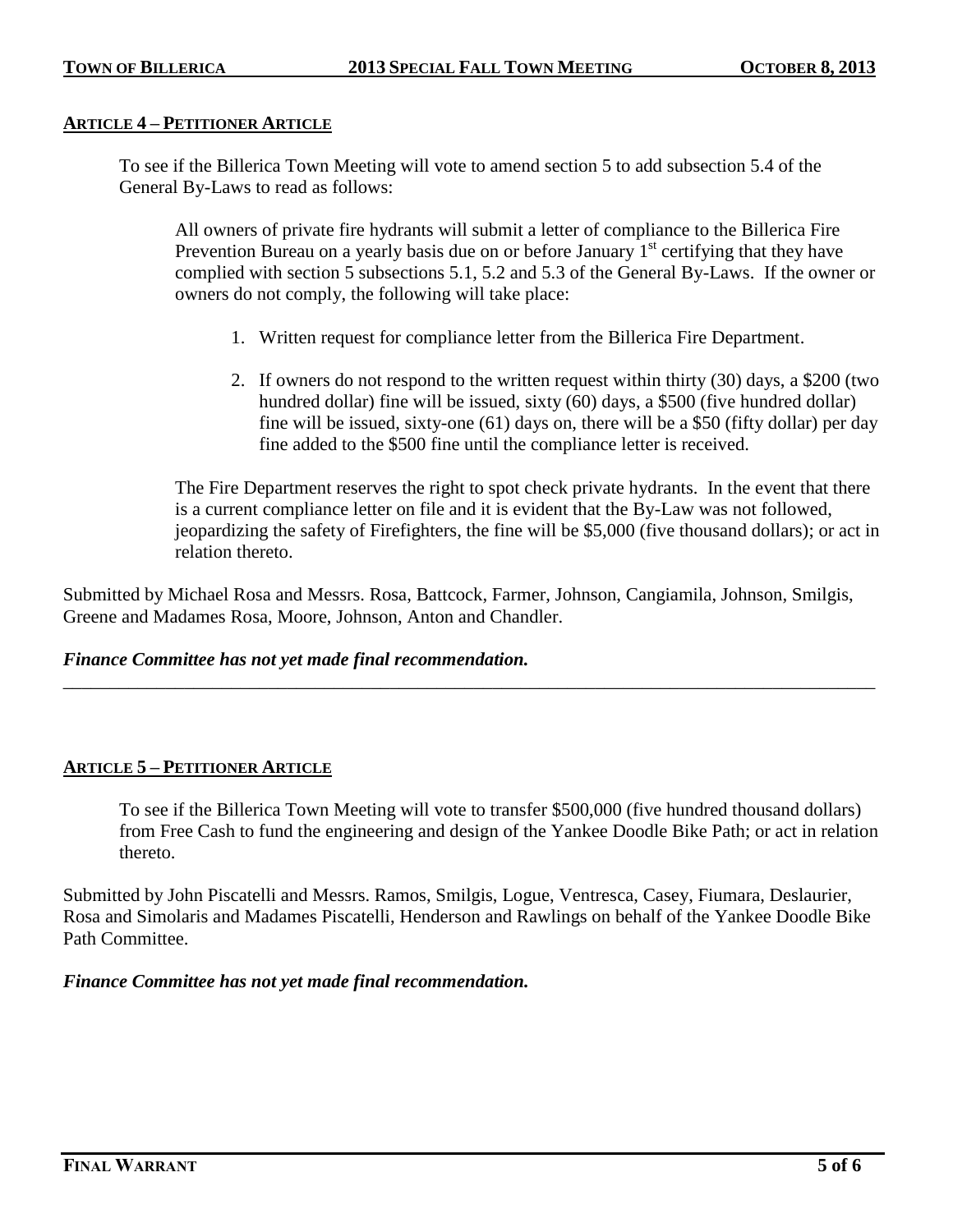## ARTICLE 4 – PETITIONER ARTICLE

To see if the Billerica Town Meeting will vote to amend section 5 to add subsection 5.4 of the General By-Laws to read as follows:

> All owners of private fire hydrants will submit a letter of compliance to the Billerica Fire Prevention Bureau on a yearly basis due on or before January 1st certifying that they have complied with section 5 subsections 5.1, 5.2 and 5.3 of the General By-Laws. If the owner or owners do not comply, the following will take place:
>
> 1. Written request for compliance letter from the Billerica Fire Department.
> 2. If owners do not respond to the written request within thirty (30) days, a $200 (two hundred dollar) fine will be issued, sixty (60) days, a $500 (five hundred dollar) fine will be issued, sixty-one (61) days on, there will be a $50 (fifty dollar) per day fine added to the $500 fine until the compliance letter is received.
>
> The Fire Department reserves the right to spot check private hydrants. In the event that there is a current compliance letter on file and it is evident that the By-Law was not followed, jeopardizing the safety of Firefighters, the fine will be $5,000 (five thousand dollars); or act in relation thereto.

Submitted by Michael Rosa and Messrs. Rosa, Battcock, Farmer, Johnson, Cangiamila, Johnson, Smilgis, Greene and Madames Rosa, Moore, Johnson, Anton and Chandler.

***Finance Committee has not yet made final recommendation.***

---

## ARTICLE 5 – PETITIONER ARTICLE

To see if the Billerica Town Meeting will vote to transfer $500,000 (five hundred thousand dollars) from Free Cash to fund the engineering and design of the Yankee Doodle Bike Path; or act in relation thereto.

Submitted by John Piscatelli and Messrs. Ramos, Smilgis, Logue, Ventresca, Casey, Fiumara, Deslaurier, Rosa and Simolaris and Madames Piscatelli, Henderson and Rawlings on behalf of the Yankee Doodle Bike Path Committee.

***Finance Committee has not yet made final recommendation.***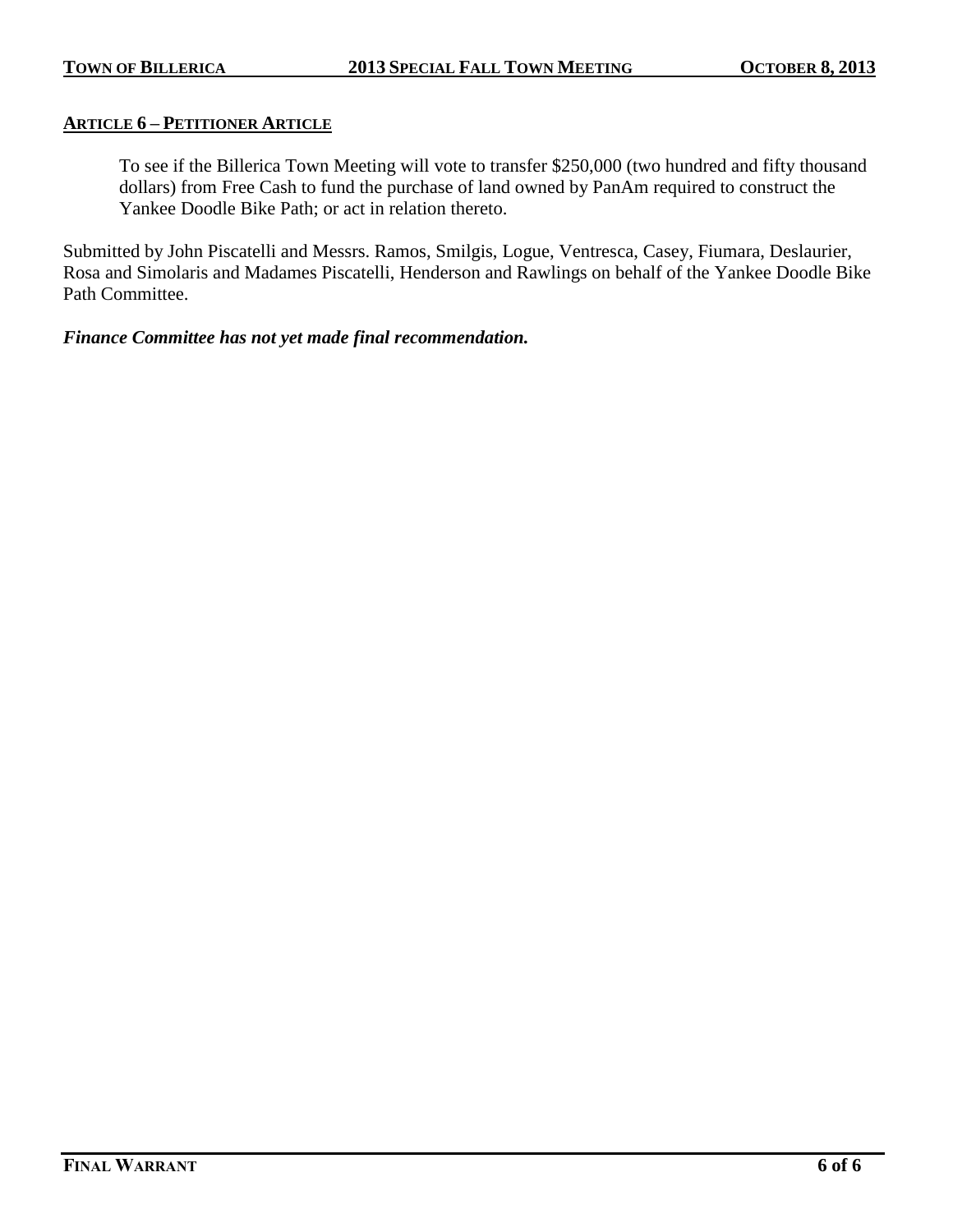## **ARTICLE 6 – PETITIONER ARTICLE**

To see if the Billerica Town Meeting will vote to transfer $250,000 (two hundred and fifty thousand dollars) from Free Cash to fund the purchase of land owned by PanAm required to construct the Yankee Doodle Bike Path; or act in relation thereto.

Submitted by John Piscatelli and Messrs. Ramos, Smilgis, Logue, Ventresca, Casey, Fiumara, Deslaurier, Rosa and Simolaris and Madames Piscatelli, Henderson and Rawlings on behalf of the Yankee Doodle Bike Path Committee.

***Finance Committee has not yet made final recommendation.***